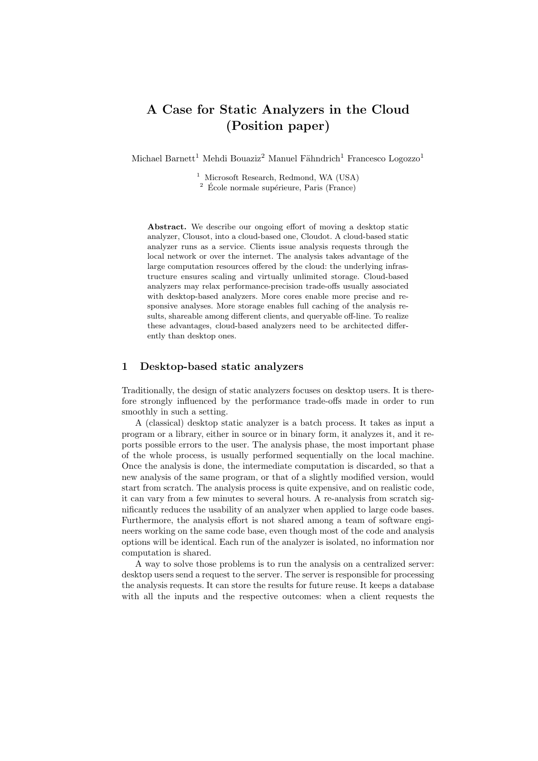# A Case for Static Analyzers in the Cloud (Position paper)

Michael Barnett[1] Mehdi Bouaziz[2] Manuel Fähndrich[1] Francesco Logozzo[1]

[1] Microsoft Research, Redmond, WA (USA)
[2] École normale supérieure, Paris (France)

**Abstract.** We describe our ongoing effort of moving a desktop static analyzer, Clousot, into a cloud-based one, Cloudot. A cloud-based static analyzer runs as a service. Clients issue analysis requests through the local network or over the internet. The analysis takes advantage of the large computation resources offered by the cloud: the underlying infrastructure ensures scaling and virtually unlimited storage. Cloud-based analyzers may relax performance-precision trade-offs usually associated with desktop-based analyzers. More cores enable more precise and responsive analyses. More storage enables full caching of the analysis results, shareable among different clients, and queryable off-line. To realize these advantages, cloud-based analyzers need to be architected differently than desktop ones.

## 1 Desktop-based static analyzers

Traditionally, the design of static analyzers focuses on desktop users. It is therefore strongly influenced by the performance trade-offs made in order to run smoothly in such a setting.

A (classical) desktop static analyzer is a batch process. It takes as input a program or a library, either in source or in binary form, it analyzes it, and it reports possible errors to the user. The analysis phase, the most important phase of the whole process, is usually performed sequentially on the local machine. Once the analysis is done, the intermediate computation is discarded, so that a new analysis of the same program, or that of a slightly modified version, would start from scratch. The analysis process is quite expensive, and on realistic code, it can vary from a few minutes to several hours. A re-analysis from scratch significantly reduces the usability of an analyzer when applied to large code bases. Furthermore, the analysis effort is not shared among a team of software engineers working on the same code base, even though most of the code and analysis options will be identical. Each run of the analyzer is isolated, no information nor computation is shared.

A way to solve those problems is to run the analysis on a centralized server: desktop users send a request to the server. The server is responsible for processing the analysis requests. It can store the results for future reuse. It keeps a database with all the inputs and the respective outcomes: when a client requests the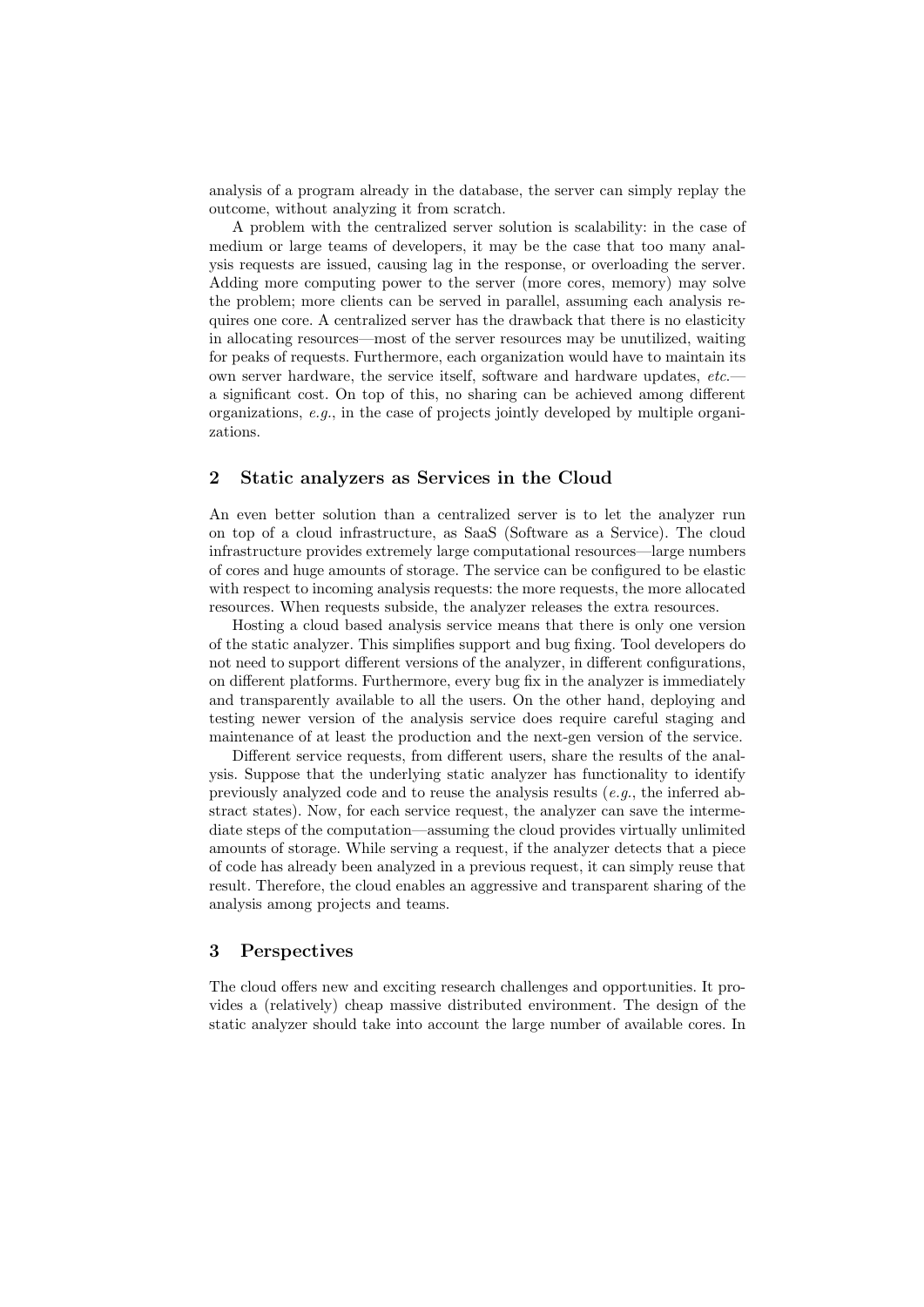analysis of a program already in the database, the server can simply replay the outcome, without analyzing it from scratch.

A problem with the centralized server solution is scalability: in the case of medium or large teams of developers, it may be the case that too many analysis requests are issued, causing lag in the response, or overloading the server. Adding more computing power to the server (more cores, memory) may solve the problem; more clients can be served in parallel, assuming each analysis requires one core. A centralized server has the drawback that there is no elasticity in allocating resources—most of the server resources may be unutilized, waiting for peaks of requests. Furthermore, each organization would have to maintain its own server hardware, the service itself, software and hardware updates, *etc.*—a significant cost. On top of this, no sharing can be achieved among different organizations, *e.g.*, in the case of projects jointly developed by multiple organizations.

## 2 Static analyzers as Services in the Cloud

An even better solution than a centralized server is to let the analyzer run on top of a cloud infrastructure, as SaaS (Software as a Service). The cloud infrastructure provides extremely large computational resources—large numbers of cores and huge amounts of storage. The service can be configured to be elastic with respect to incoming analysis requests: the more requests, the more allocated resources. When requests subside, the analyzer releases the extra resources.

Hosting a cloud based analysis service means that there is only one version of the static analyzer. This simplifies support and bug fixing. Tool developers do not need to support different versions of the analyzer, in different configurations, on different platforms. Furthermore, every bug fix in the analyzer is immediately and transparently available to all the users. On the other hand, deploying and testing newer version of the analysis service does require careful staging and maintenance of at least the production and the next-gen version of the service.

Different service requests, from different users, share the results of the analysis. Suppose that the underlying static analyzer has functionality to identify previously analyzed code and to reuse the analysis results (*e.g.*, the inferred abstract states). Now, for each service request, the analyzer can save the intermediate steps of the computation—assuming the cloud provides virtually unlimited amounts of storage. While serving a request, if the analyzer detects that a piece of code has already been analyzed in a previous request, it can simply reuse that result. Therefore, the cloud enables an aggressive and transparent sharing of the analysis among projects and teams.

## 3 Perspectives

The cloud offers new and exciting research challenges and opportunities. It provides a (relatively) cheap massive distributed environment. The design of the static analyzer should take into account the large number of available cores. In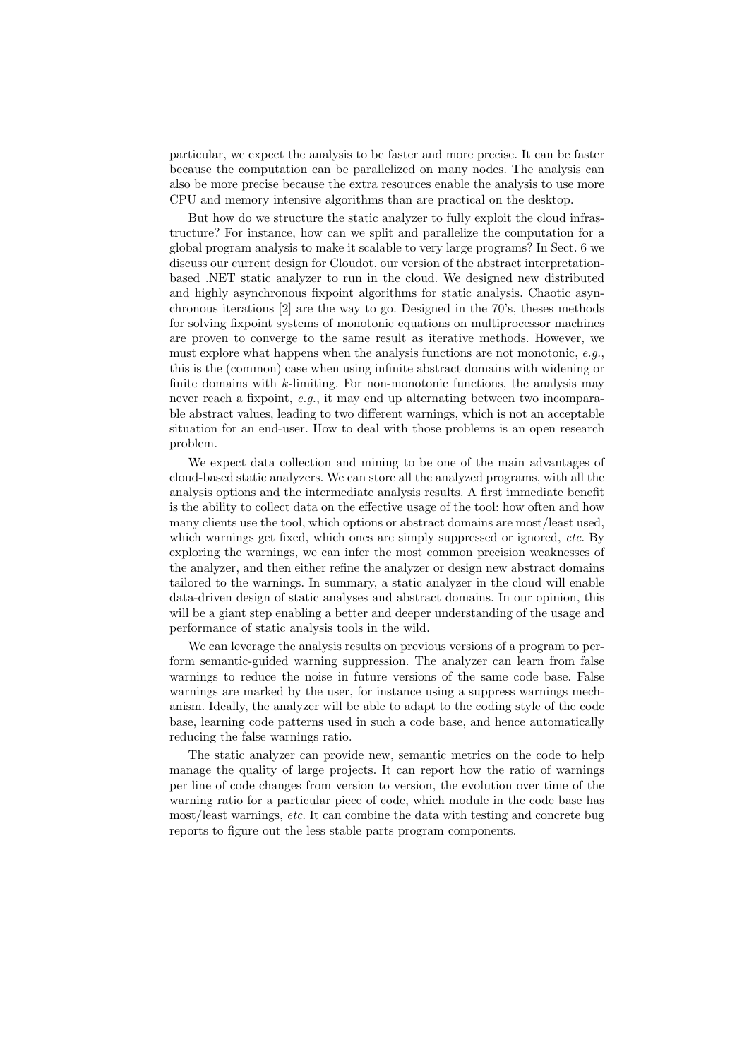particular, we expect the analysis to be faster and more precise. It can be faster because the computation can be parallelized on many nodes. The analysis can also be more precise because the extra resources enable the analysis to use more CPU and memory intensive algorithms than are practical on the desktop.

But how do we structure the static analyzer to fully exploit the cloud infrastructure? For instance, how can we split and parallelize the computation for a global program analysis to make it scalable to very large programs? In Sect. 6 we discuss our current design for Cloudot, our version of the abstract interpretation-based .NET static analyzer to run in the cloud. We designed new distributed and highly asynchronous fixpoint algorithms for static analysis. Chaotic asynchronous iterations [2] are the way to go. Designed in the 70's, theses methods for solving fixpoint systems of monotonic equations on multiprocessor machines are proven to converge to the same result as iterative methods. However, we must explore what happens when the analysis functions are not monotonic, *e.g.*, this is the (common) case when using infinite abstract domains with widening or finite domains with $k$-limiting. For non-monotonic functions, the analysis may never reach a fixpoint, *e.g.*, it may end up alternating between two incomparable abstract values, leading to two different warnings, which is not an acceptable situation for an end-user. How to deal with those problems is an open research problem.

We expect data collection and mining to be one of the main advantages of cloud-based static analyzers. We can store all the analyzed programs, with all the analysis options and the intermediate analysis results. A first immediate benefit is the ability to collect data on the effective usage of the tool: how often and how many clients use the tool, which options or abstract domains are most/least used, which warnings get fixed, which ones are simply suppressed or ignored, *etc.* By exploring the warnings, we can infer the most common precision weaknesses of the analyzer, and then either refine the analyzer or design new abstract domains tailored to the warnings. In summary, a static analyzer in the cloud will enable data-driven design of static analyses and abstract domains. In our opinion, this will be a giant step enabling a better and deeper understanding of the usage and performance of static analysis tools in the wild.

We can leverage the analysis results on previous versions of a program to perform semantic-guided warning suppression. The analyzer can learn from false warnings to reduce the noise in future versions of the same code base. False warnings are marked by the user, for instance using a suppress warnings mechanism. Ideally, the analyzer will be able to adapt to the coding style of the code base, learning code patterns used in such a code base, and hence automatically reducing the false warnings ratio.

The static analyzer can provide new, semantic metrics on the code to help manage the quality of large projects. It can report how the ratio of warnings per line of code changes from version to version, the evolution over time of the warning ratio for a particular piece of code, which module in the code base has most/least warnings, *etc.* It can combine the data with testing and concrete bug reports to figure out the less stable parts program components.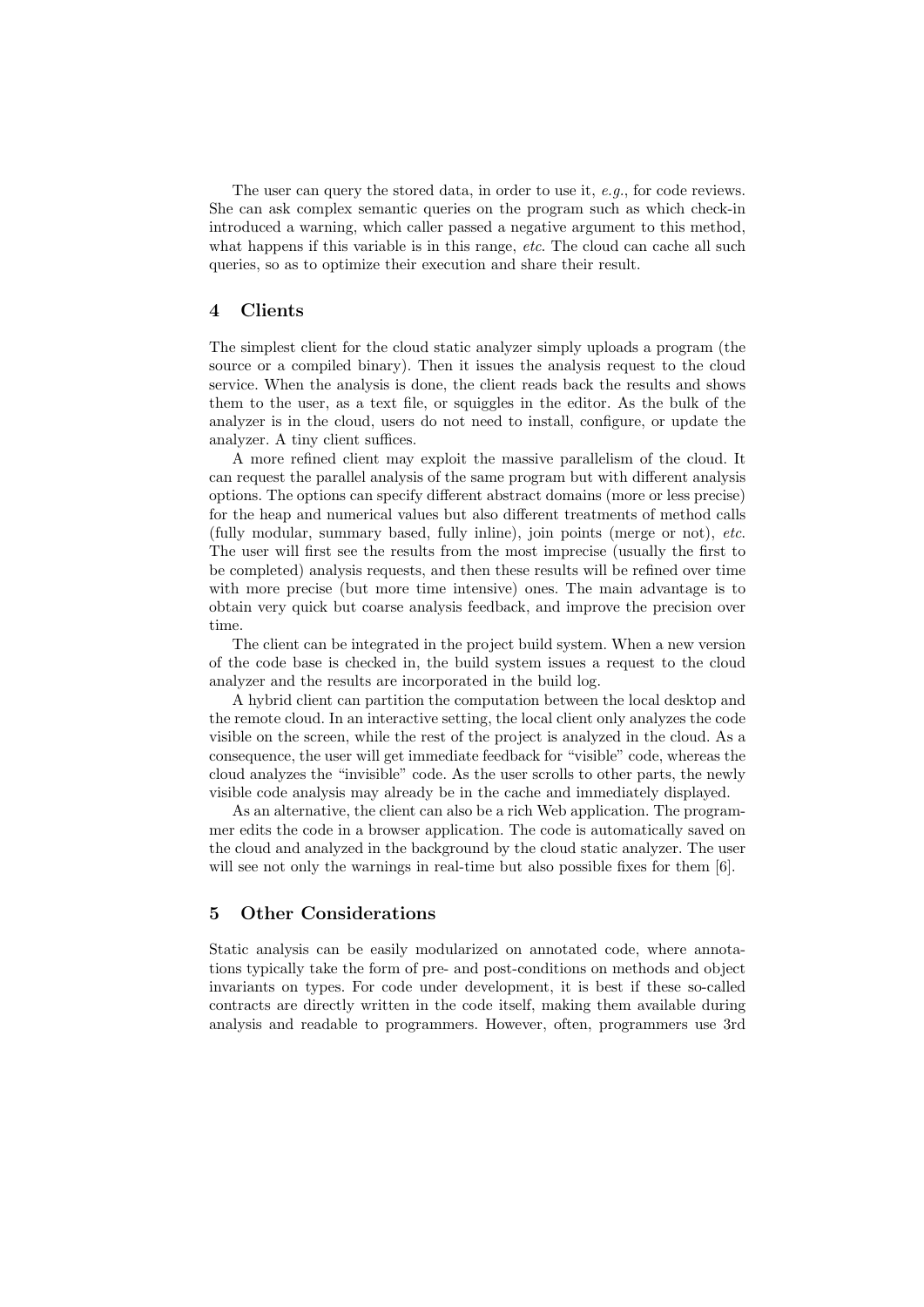The user can query the stored data, in order to use it, *e.g.*, for code reviews. She can ask complex semantic queries on the program such as which check-in introduced a warning, which caller passed a negative argument to this method, what happens if this variable is in this range, *etc*. The cloud can cache all such queries, so as to optimize their execution and share their result.

## 4 Clients

The simplest client for the cloud static analyzer simply uploads a program (the source or a compiled binary). Then it issues the analysis request to the cloud service. When the analysis is done, the client reads back the results and shows them to the user, as a text file, or squiggles in the editor. As the bulk of the analyzer is in the cloud, users do not need to install, configure, or update the analyzer. A tiny client suffices.

A more refined client may exploit the massive parallelism of the cloud. It can request the parallel analysis of the same program but with different analysis options. The options can specify different abstract domains (more or less precise) for the heap and numerical values but also different treatments of method calls (fully modular, summary based, fully inline), join points (merge or not), *etc*. The user will first see the results from the most imprecise (usually the first to be completed) analysis requests, and then these results will be refined over time with more precise (but more time intensive) ones. The main advantage is to obtain very quick but coarse analysis feedback, and improve the precision over time.

The client can be integrated in the project build system. When a new version of the code base is checked in, the build system issues a request to the cloud analyzer and the results are incorporated in the build log.

A hybrid client can partition the computation between the local desktop and the remote cloud. In an interactive setting, the local client only analyzes the code visible on the screen, while the rest of the project is analyzed in the cloud. As a consequence, the user will get immediate feedback for "visible" code, whereas the cloud analyzes the "invisible" code. As the user scrolls to other parts, the newly visible code analysis may already be in the cache and immediately displayed.

As an alternative, the client can also be a rich Web application. The programmer edits the code in a browser application. The code is automatically saved on the cloud and analyzed in the background by the cloud static analyzer. The user will see not only the warnings in real-time but also possible fixes for them [6].

## 5 Other Considerations

Static analysis can be easily modularized on annotated code, where annotations typically take the form of pre- and post-conditions on methods and object invariants on types. For code under development, it is best if these so-called contracts are directly written in the code itself, making them available during analysis and readable to programmers. However, often, programmers use 3rd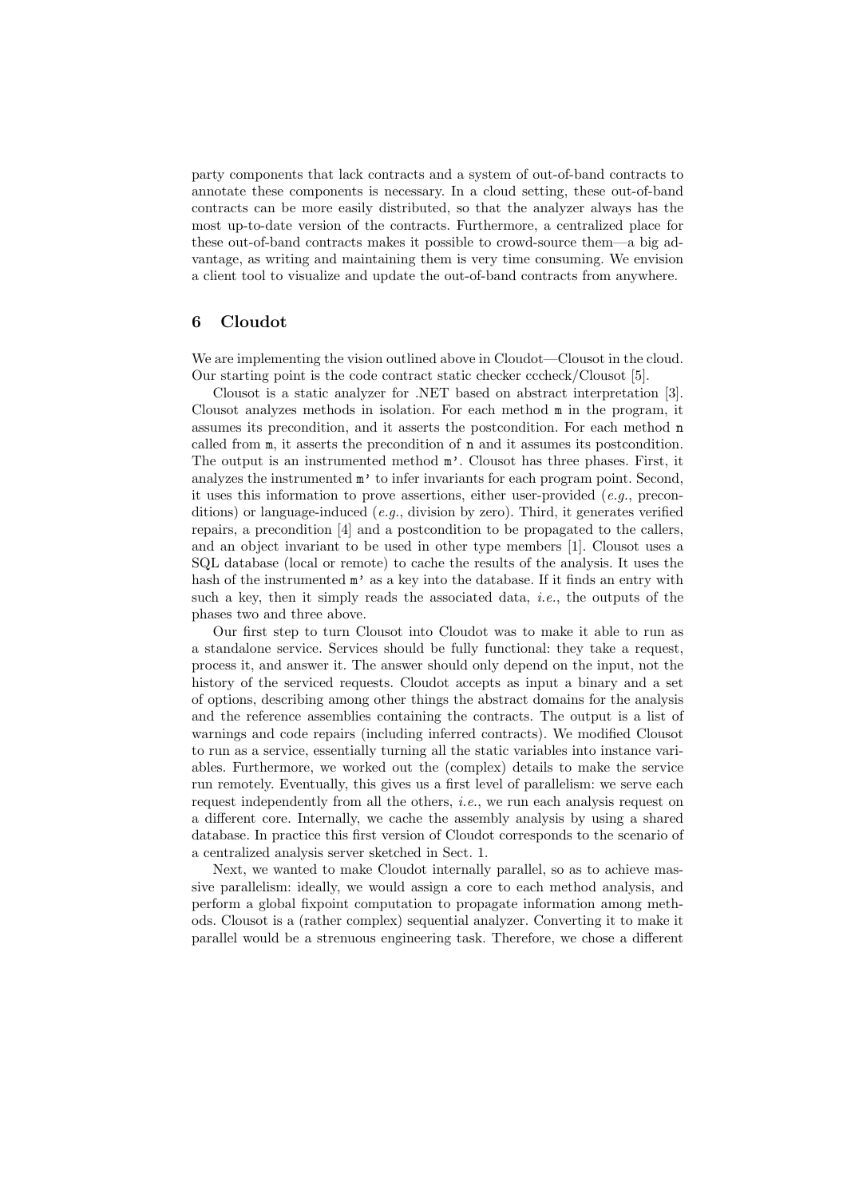party components that lack contracts and a system of out-of-band contracts to annotate these components is necessary. In a cloud setting, these out-of-band contracts can be more easily distributed, so that the analyzer always has the most up-to-date version of the contracts. Furthermore, a centralized place for these out-of-band contracts makes it possible to crowd-source them—a big advantage, as writing and maintaining them is very time consuming. We envision a client tool to visualize and update the out-of-band contracts from anywhere.

## 6 Cloudot

We are implementing the vision outlined above in Cloudot—Clousot in the cloud. Our starting point is the code contract static checker cccheck/Clousot [5].

Clousot is a static analyzer for .NET based on abstract interpretation [3]. Clousot analyzes methods in isolation. For each method `m` in the program, it assumes its precondition, and it asserts the postcondition. For each method `n` called from `m`, it asserts the precondition of `n` and it assumes its postcondition. The output is an instrumented method `m'`. Clousot has three phases. First, it analyzes the instrumented `m'` to infer invariants for each program point. Second, it uses this information to prove assertions, either user-provided (*e.g.*, preconditions) or language-induced (*e.g.*, division by zero). Third, it generates verified repairs, a precondition [4] and a postcondition to be propagated to the callers, and an object invariant to be used in other type members [1]. Clousot uses a SQL database (local or remote) to cache the results of the analysis. It uses the hash of the instrumented `m'` as a key into the database. If it finds an entry with such a key, then it simply reads the associated data, *i.e.*, the outputs of the phases two and three above.

Our first step to turn Clousot into Cloudot was to make it able to run as a standalone service. Services should be fully functional: they take a request, process it, and answer it. The answer should only depend on the input, not the history of the serviced requests. Cloudot accepts as input a binary and a set of options, describing among other things the abstract domains for the analysis and the reference assemblies containing the contracts. The output is a list of warnings and code repairs (including inferred contracts). We modified Clousot to run as a service, essentially turning all the static variables into instance variables. Furthermore, we worked out the (complex) details to make the service run remotely. Eventually, this gives us a first level of parallelism: we serve each request independently from all the others, *i.e.*, we run each analysis request on a different core. Internally, we cache the assembly analysis by using a shared database. In practice this first version of Cloudot corresponds to the scenario of a centralized analysis server sketched in Sect. 1.

Next, we wanted to make Cloudot internally parallel, so as to achieve massive parallelism: ideally, we would assign a core to each method analysis, and perform a global fixpoint computation to propagate information among methods. Clousot is a (rather complex) sequential analyzer. Converting it to make it parallel would be a strenuous engineering task. Therefore, we chose a different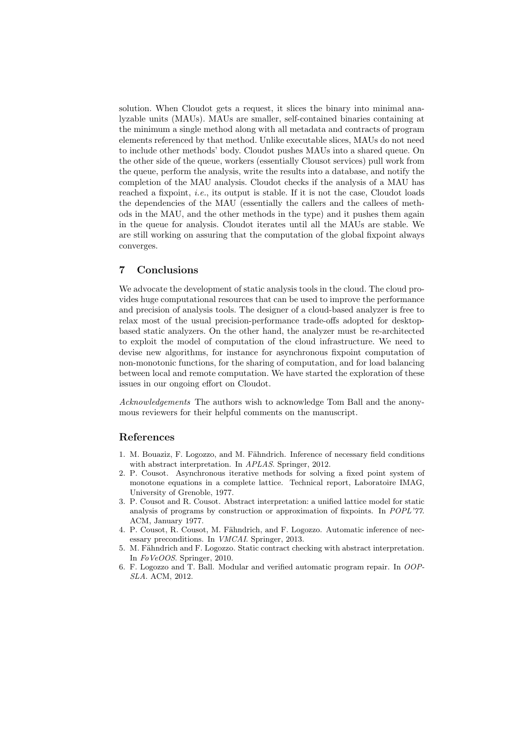solution. When Cloudot gets a request, it slices the binary into minimal analyzable units (MAUs). MAUs are smaller, self-contained binaries containing at the minimum a single method along with all metadata and contracts of program elements referenced by that method. Unlike executable slices, MAUs do not need to include other methods' body. Cloudot pushes MAUs into a shared queue. On the other side of the queue, workers (essentially Clousot services) pull work from the queue, perform the analysis, write the results into a database, and notify the completion of the MAU analysis. Cloudot checks if the analysis of a MAU has reached a fixpoint, *i.e.*, its output is stable. If it is not the case, Cloudot loads the dependencies of the MAU (essentially the callers and the callees of methods in the MAU, and the other methods in the type) and it pushes them again in the queue for analysis. Cloudot iterates until all the MAUs are stable. We are still working on assuring that the computation of the global fixpoint always converges.

## 7 Conclusions

We advocate the development of static analysis tools in the cloud. The cloud provides huge computational resources that can be used to improve the performance and precision of analysis tools. The designer of a cloud-based analyzer is free to relax most of the usual precision-performance trade-offs adopted for desktop-based static analyzers. On the other hand, the analyzer must be re-architected to exploit the model of computation of the cloud infrastructure. We need to devise new algorithms, for instance for asynchronous fixpoint computation of non-monotonic functions, for the sharing of computation, and for load balancing between local and remote computation. We have started the exploration of these issues in our ongoing effort on Cloudot.

*Acknowledgements* The authors wish to acknowledge Tom Ball and the anonymous reviewers for their helpful comments on the manuscript.

## References

1. M. Bouaziz, F. Logozzo, and M. Fähndrich. Inference of necessary field conditions with abstract interpretation. In *APLAS*. Springer, 2012.
2. P. Cousot. Asynchronous iterative methods for solving a fixed point system of monotone equations in a complete lattice. Technical report, Laboratoire IMAG, University of Grenoble, 1977.
3. P. Cousot and R. Cousot. Abstract interpretation: a unified lattice model for static analysis of programs by construction or approximation of fixpoints. In *POPL'77*. ACM, January 1977.
4. P. Cousot, R. Cousot, M. Fähndrich, and F. Logozzo. Automatic inference of necessary preconditions. In *VMCAI*. Springer, 2013.
5. M. Fähndrich and F. Logozzo. Static contract checking with abstract interpretation. In *FoVeOOS*. Springer, 2010.
6. F. Logozzo and T. Ball. Modular and verified automatic program repair. In *OOPSLA*. ACM, 2012.